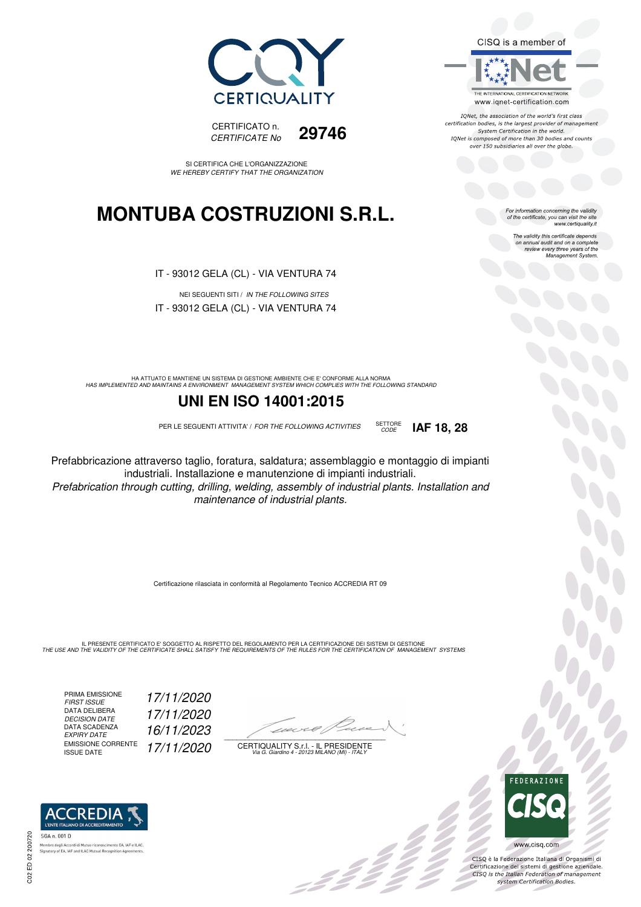CERTIQUALITY

CERTIFICATO n.
*CERTIFICATE No* **29746**

SI CERTIFICA CHE L'ORGANIZZAZIONE
*WE HEREBY CERTIFY THAT THE ORGANIZATION*

# MONTUBA COSTRUZIONI S.R.L.

IT - 93012 GELA (CL) - VIA VENTURA 74

NEI SEGUENTI SITI / *IN THE FOLLOWING SITES*

IT - 93012 GELA (CL) - VIA VENTURA 74

HA ATTUATO E MANTIENE UN SISTEMA DI GESTIONE AMBIENTE CHE E' CONFORME ALLA NORMA
*HAS IMPLEMENTED AND MAINTAINS A ENVIRONMENT MANAGEMENT SYSTEM WHICH COMPLIES WITH THE FOLLOWING STANDARD*

## UNI EN ISO 14001:2015

PER LE SEGUENTI ATTIVITA' / *FOR THE FOLLOWING ACTIVITIES* SETTORE *CODE* **IAF 18, 28**

Prefabbricazione attraverso taglio, foratura, saldatura; assemblaggio e montaggio di impianti industriali. Installazione e manutenzione di impianti industriali.
*Prefabrication through cutting, drilling, welding, assembly of industrial plants. Installation and maintenance of industrial plants.*

Certificazione rilasciata in conformità al Regolamento Tecnico ACCREDIA RT 09

IL PRESENTE CERTIFICATO E' SOGGETTO AL RISPETTO DEL REGOLAMENTO PER LA CERTIFICAZIONE DEI SISTEMI DI GESTIONE
*THE USE AND THE VALIDITY OF THE CERTIFICATE SHALL SATISFY THE REQUIREMENTS OF THE RULES FOR THE CERTIFICATION OF MANAGEMENT SYSTEMS*

| | |
|---|---|
| PRIMA EMISSIONE *FIRST ISSUE* | *17/11/2020* |
| DATA DELIBERA *DECISION DATE* | *17/11/2020* |
| DATA SCADENZA *EXPIRY DATE* | *16/11/2023* |
| EMISSIONE CORRENTE ISSUE DATE | *17/11/2020* |

CERTIQUALITY S.r.l. - IL PRESIDENTE
*Via G. Giardino 4 - 20123 MILANO (MI) - ITALY*

CISQ is a member of IQNet
THE INTERNATIONAL CERTIFICATION NETWORK
www.iqnet-certification.com

*IQNet, the association of the world's first class certification bodies, is the largest provider of management System Certification in the world. IQNet is composed of more than 30 bodies and counts over 150 subsidiaries all over the globe.*

*For information concerning the validity of the certificate, you can visit the site www.certiquality.it*

*The validity this certificate depends on annual audit and on a complete review every three years of the Management System.*

ACCREDIA
L'ENTE ITALIANO DI ACCREDITAMENTO
SGA n. 001 D
Membro degli Accordi di Mutuo riconoscimento EA, IAF e ILAC.
Signatory of EA, IAF and ILAC Mutual Recognition Agreements.

FEDERAZIONE CISQ
www.cisq.com

CISQ è la Federazione Italiana di Organismi di Certificazione dei sistemi di gestione aziendale.
*CISQ is the Italian Federation of management system Certification Bodies.*

C02 ED 02 200720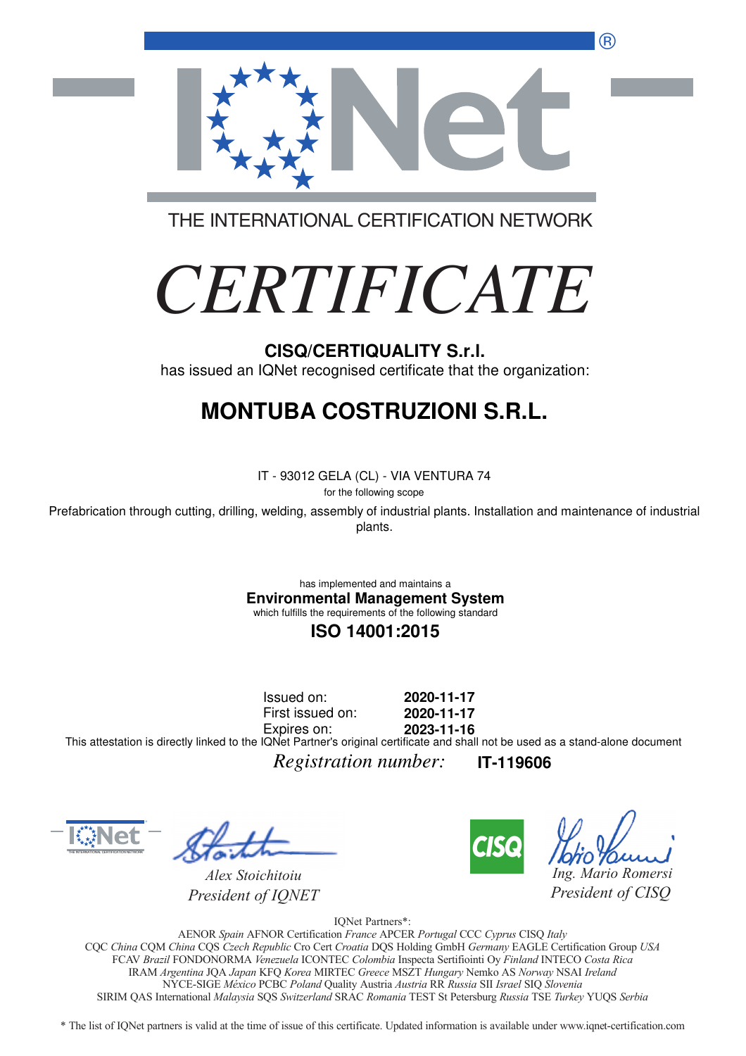THE INTERNATIONAL CERTIFICATION NETWORK

# *CERTIFICATE*

**CISQ/CERTIQUALITY S.r.l.**

has issued an IQNet recognised certificate that the organization:

## MONTUBA COSTRUZIONI S.R.L.

IT - 93012 GELA (CL) - VIA VENTURA 74

for the following scope

Prefabrication through cutting, drilling, welding, assembly of industrial plants. Installation and maintenance of industrial plants.

has implemented and maintains a

**Environmental Management System**

which fulfills the requirements of the following standard

**ISO 14001:2015**

Issued on: **2020-11-17**
First issued on: **2020-11-17**
Expires on: **2023-11-16**

This attestation is directly linked to the IQNet Partner's original certificate and shall not be used as a stand-alone document

*Registration number:* **IT-119606**

*Alex Stoichitoiu*
*President of IQNET*

*Ing. Mario Romersi*
*President of CISQ*

IQNet Partners*:

AENOR *Spain* AFNOR Certification *France* APCER *Portugal* CCC *Cyprus* CISQ *Italy*
CQC *China* CQM *China* CQS *Czech Republic* Cro Cert *Croatia* DQS Holding GmbH *Germany* EAGLE Certification Group *USA*
FCAV *Brazil* FONDONORMA *Venezuela* ICONTEC *Colombia* Inspecta Sertifiointi Oy *Finland* INTECO *Costa Rica*
IRAM *Argentina* JQA *Japan* KFQ *Korea* MIRTEC *Greece* MSZT *Hungary* Nemko AS *Norway* NSAI *Ireland*
NYCE-SIGE *México* PCBC *Poland* Quality Austria *Austria* RR *Russia* SII *Israel* SIQ *Slovenia*
SIRIM QAS International *Malaysia* SQS *Switzerland* SRAC *Romania* TEST St Petersburg *Russia* TSE *Turkey* YUQS *Serbia*

* The list of IQNet partners is valid at the time of issue of this certificate. Updated information is available under www.iqnet-certification.com